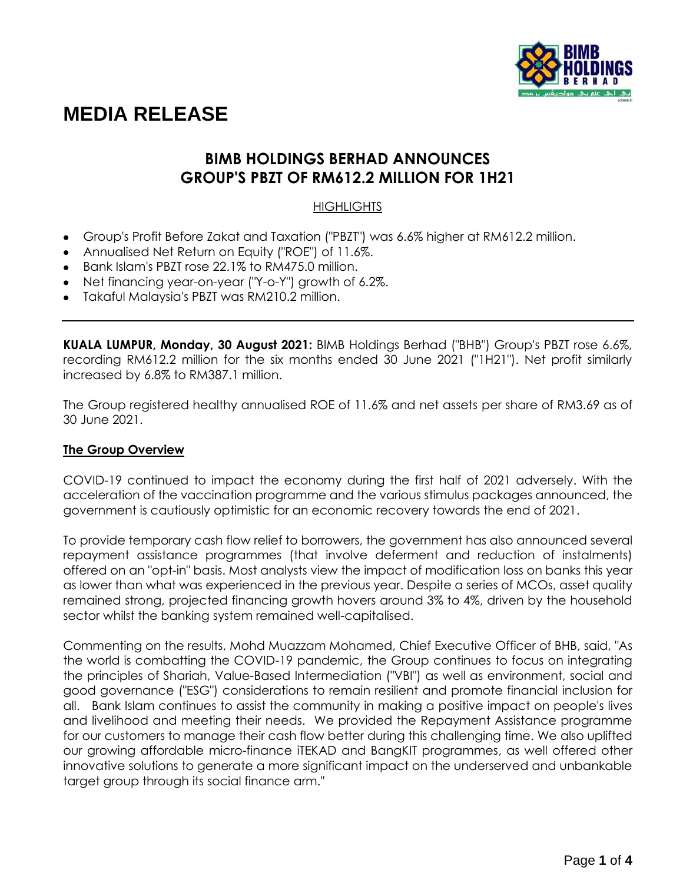# MEDIA RELEASE

## BIMB HOLDINGS BERHAD ANNOUNCES GROUP'S PBZT OF RM612.2 MILLION FOR 1H21

HIGHLIGHTS

- Group's Profit Before Zakat and Taxation ("PBZT") was 6.6% higher at RM612.2 million.
- Annualised Net Return on Equity ("ROE") of 11.6%.
- Bank Islam's PBZT rose 22.1% to RM475.0 million.
- Net financing year-on-year ("Y-o-Y") growth of 6.2%.
- Takaful Malaysia's PBZT was RM210.2 million.

---

**KUALA LUMPUR, Monday, 30 August 2021:** BIMB Holdings Berhad ("BHB") Group's PBZT rose 6.6%, recording RM612.2 million for the six months ended 30 June 2021 ("1H21"). Net profit similarly increased by 6.8% to RM387.1 million.

The Group registered healthy annualised ROE of 11.6% and net assets per share of RM3.69 as of 30 June 2021.

**The Group Overview**

COVID-19 continued to impact the economy during the first half of 2021 adversely. With the acceleration of the vaccination programme and the various stimulus packages announced, the government is cautiously optimistic for an economic recovery towards the end of 2021.

To provide temporary cash flow relief to borrowers, the government has also announced several repayment assistance programmes (that involve deferment and reduction of instalments) offered on an "opt-in" basis. Most analysts view the impact of modification loss on banks this year as lower than what was experienced in the previous year. Despite a series of MCOs, asset quality remained strong, projected financing growth hovers around 3% to 4%, driven by the household sector whilst the banking system remained well-capitalised.

Commenting on the results, Mohd Muazzam Mohamed, Chief Executive Officer of BHB, said, "As the world is combatting the COVID-19 pandemic, the Group continues to focus on integrating the principles of Shariah, Value-Based Intermediation ("VBI") as well as environment, social and good governance ("ESG") considerations to remain resilient and promote financial inclusion for all. Bank Islam continues to assist the community in making a positive impact on people's lives and livelihood and meeting their needs. We provided the Repayment Assistance programme for our customers to manage their cash flow better during this challenging time. We also uplifted our growing affordable micro-finance iTEKAD and BangKIT programmes, as well offered other innovative solutions to generate a more significant impact on the underserved and unbankable target group through its social finance arm."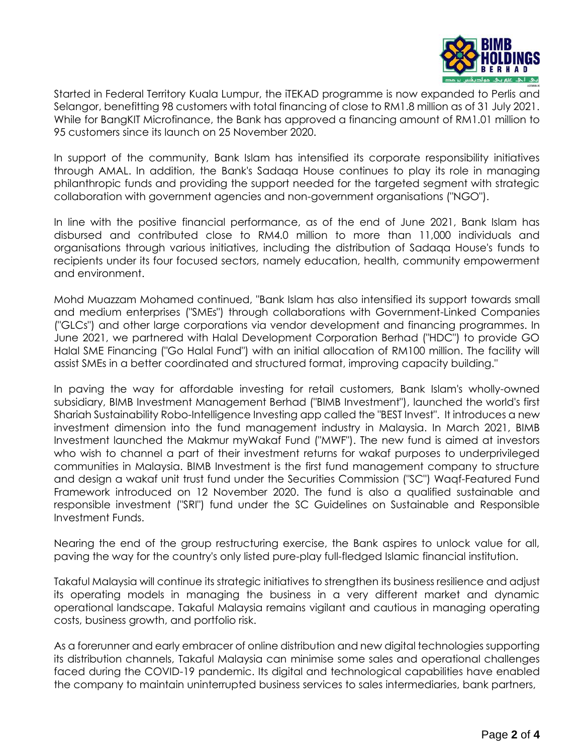Started in Federal Territory Kuala Lumpur, the iTEKAD programme is now expanded to Perlis and Selangor, benefitting 98 customers with total financing of close to RM1.8 million as of 31 July 2021. While for BangKIT Microfinance, the Bank has approved a financing amount of RM1.01 million to 95 customers since its launch on 25 November 2020.

In support of the community, Bank Islam has intensified its corporate responsibility initiatives through AMAL. In addition, the Bank's Sadaqa House continues to play its role in managing philanthropic funds and providing the support needed for the targeted segment with strategic collaboration with government agencies and non-government organisations ("NGO").

In line with the positive financial performance, as of the end of June 2021, Bank Islam has disbursed and contributed close to RM4.0 million to more than 11,000 individuals and organisations through various initiatives, including the distribution of Sadaqa House's funds to recipients under its four focused sectors, namely education, health, community empowerment and environment.

Mohd Muazzam Mohamed continued, "Bank Islam has also intensified its support towards small and medium enterprises ("SMEs") through collaborations with Government-Linked Companies ("GLCs") and other large corporations via vendor development and financing programmes. In June 2021, we partnered with Halal Development Corporation Berhad ("HDC") to provide GO Halal SME Financing ("Go Halal Fund") with an initial allocation of RM100 million. The facility will assist SMEs in a better coordinated and structured format, improving capacity building."

In paving the way for affordable investing for retail customers, Bank Islam's wholly-owned subsidiary, BIMB Investment Management Berhad ("BIMB Investment"), launched the world's first Shariah Sustainability Robo-Intelligence Investing app called the "BEST Invest". It introduces a new investment dimension into the fund management industry in Malaysia. In March 2021, BIMB Investment launched the Makmur myWakaf Fund ("MWF"). The new fund is aimed at investors who wish to channel a part of their investment returns for wakaf purposes to underprivileged communities in Malaysia. BIMB Investment is the first fund management company to structure and design a wakaf unit trust fund under the Securities Commission ("SC") Waqf-Featured Fund Framework introduced on 12 November 2020. The fund is also a qualified sustainable and responsible investment ("SRI") fund under the SC Guidelines on Sustainable and Responsible Investment Funds.

Nearing the end of the group restructuring exercise, the Bank aspires to unlock value for all, paving the way for the country's only listed pure-play full-fledged Islamic financial institution.

Takaful Malaysia will continue its strategic initiatives to strengthen its business resilience and adjust its operating models in managing the business in a very different market and dynamic operational landscape. Takaful Malaysia remains vigilant and cautious in managing operating costs, business growth, and portfolio risk.

As a forerunner and early embracer of online distribution and new digital technologies supporting its distribution channels, Takaful Malaysia can minimise some sales and operational challenges faced during the COVID-19 pandemic. Its digital and technological capabilities have enabled the company to maintain uninterrupted business services to sales intermediaries, bank partners,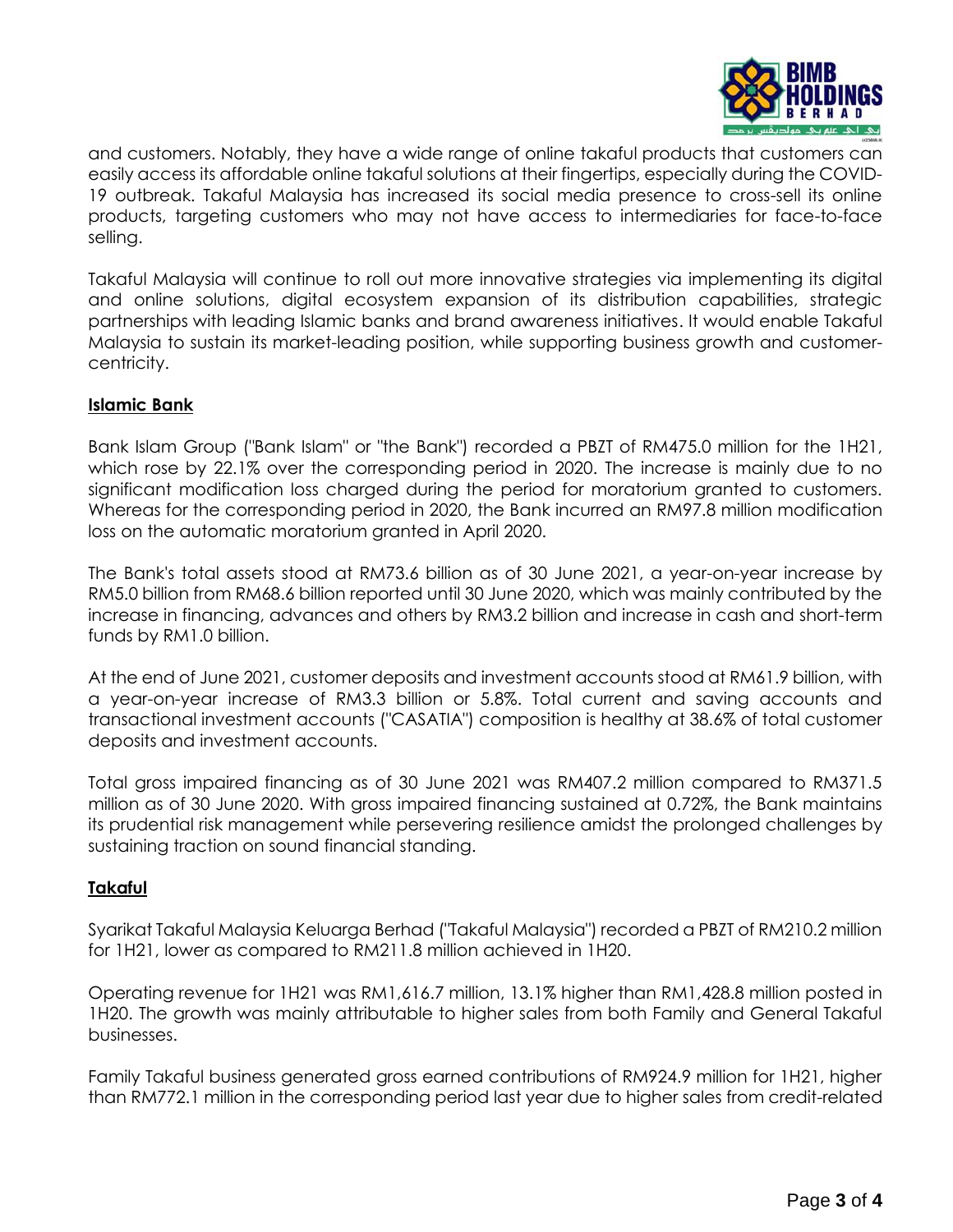and customers. Notably, they have a wide range of online takaful products that customers can easily access its affordable online takaful solutions at their fingertips, especially during the COVID-19 outbreak. Takaful Malaysia has increased its social media presence to cross-sell its online products, targeting customers who may not have access to intermediaries for face-to-face selling.

Takaful Malaysia will continue to roll out more innovative strategies via implementing its digital and online solutions, digital ecosystem expansion of its distribution capabilities, strategic partnerships with leading Islamic banks and brand awareness initiatives. It would enable Takaful Malaysia to sustain its market-leading position, while supporting business growth and customer-centricity.

**Islamic Bank**

Bank Islam Group ("Bank Islam" or "the Bank") recorded a PBZT of RM475.0 million for the 1H21, which rose by 22.1% over the corresponding period in 2020. The increase is mainly due to no significant modification loss charged during the period for moratorium granted to customers. Whereas for the corresponding period in 2020, the Bank incurred an RM97.8 million modification loss on the automatic moratorium granted in April 2020.

The Bank's total assets stood at RM73.6 billion as of 30 June 2021, a year-on-year increase by RM5.0 billion from RM68.6 billion reported until 30 June 2020, which was mainly contributed by the increase in financing, advances and others by RM3.2 billion and increase in cash and short-term funds by RM1.0 billion.

At the end of June 2021, customer deposits and investment accounts stood at RM61.9 billion, with a year-on-year increase of RM3.3 billion or 5.8%. Total current and saving accounts and transactional investment accounts ("CASATIA") composition is healthy at 38.6% of total customer deposits and investment accounts.

Total gross impaired financing as of 30 June 2021 was RM407.2 million compared to RM371.5 million as of 30 June 2020. With gross impaired financing sustained at 0.72%, the Bank maintains its prudential risk management while persevering resilience amidst the prolonged challenges by sustaining traction on sound financial standing.

**Takaful**

Syarikat Takaful Malaysia Keluarga Berhad ("Takaful Malaysia") recorded a PBZT of RM210.2 million for 1H21, lower as compared to RM211.8 million achieved in 1H20.

Operating revenue for 1H21 was RM1,616.7 million, 13.1% higher than RM1,428.8 million posted in 1H20. The growth was mainly attributable to higher sales from both Family and General Takaful businesses.

Family Takaful business generated gross earned contributions of RM924.9 million for 1H21, higher than RM772.1 million in the corresponding period last year due to higher sales from credit-related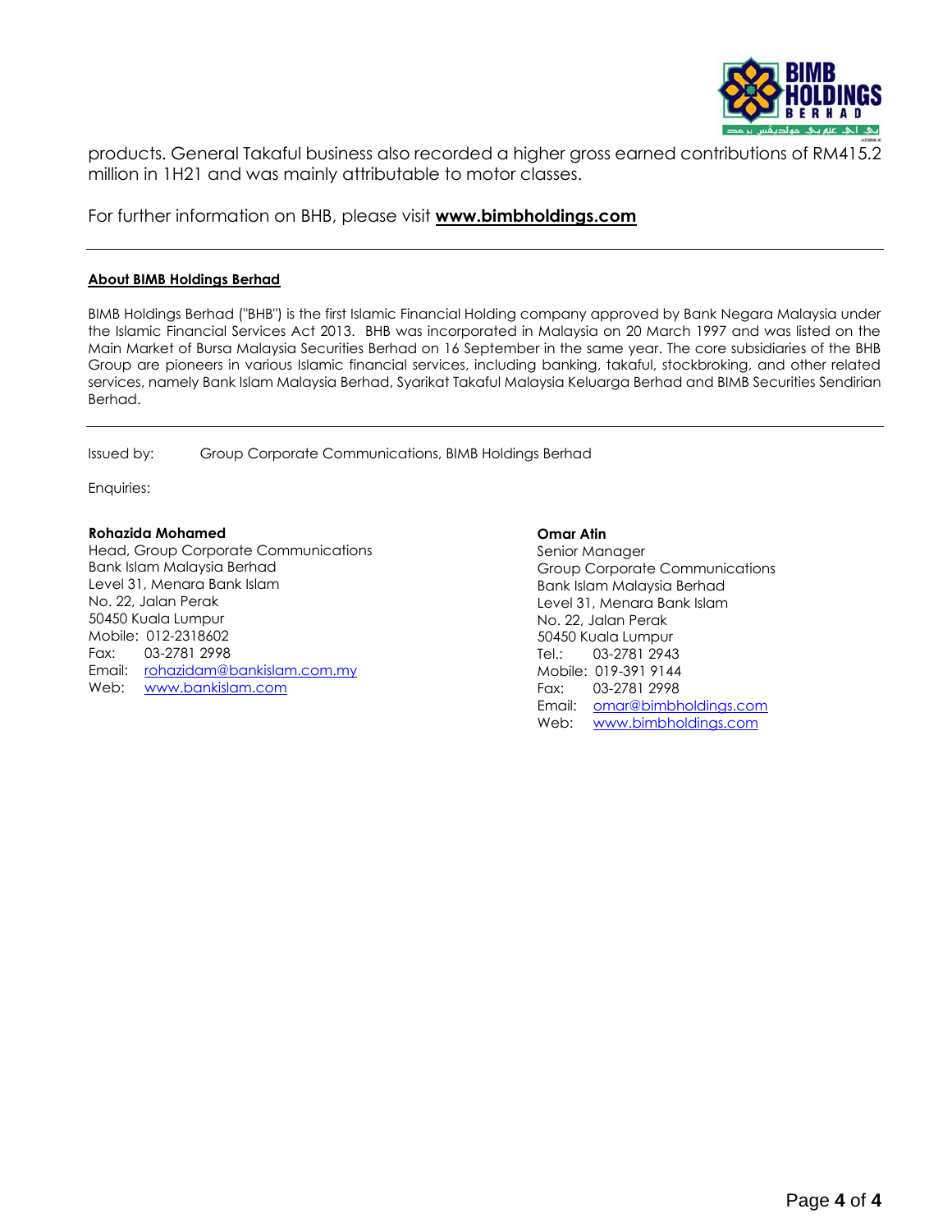products. General Takaful business also recorded a higher gross earned contributions of RM415.2 million in 1H21 and was mainly attributable to motor classes.

For further information on BHB, please visit **www.bimbholdings.com**

---

**About BIMB Holdings Berhad**

BIMB Holdings Berhad ("BHB") is the first Islamic Financial Holding company approved by Bank Negara Malaysia under the Islamic Financial Services Act 2013. BHB was incorporated in Malaysia on 20 March 1997 and was listed on the Main Market of Bursa Malaysia Securities Berhad on 16 September in the same year. The core subsidiaries of the BHB Group are pioneers in various Islamic financial services, including banking, takaful, stockbroking, and other related services, namely Bank Islam Malaysia Berhad, Syarikat Takaful Malaysia Keluarga Berhad and BIMB Securities Sendirian Berhad.

---

Issued by: Group Corporate Communications, BIMB Holdings Berhad

Enquiries:

**Rohazida Mohamed**
Head, Group Corporate Communications
Bank Islam Malaysia Berhad
Level 31, Menara Bank Islam
No. 22, Jalan Perak
50450 Kuala Lumpur
Mobile: 012-2318602
Fax: 03-2781 2998
Email: rohazidam@bankislam.com.my
Web: www.bankislam.com

**Omar Atin**
Senior Manager
Group Corporate Communications
Bank Islam Malaysia Berhad
Level 31, Menara Bank Islam
No. 22, Jalan Perak
50450 Kuala Lumpur
Tel.: 03-2781 2943
Mobile: 019-391 9144
Fax: 03-2781 2998
Email: omar@bimbholdings.com
Web: www.bimbholdings.com